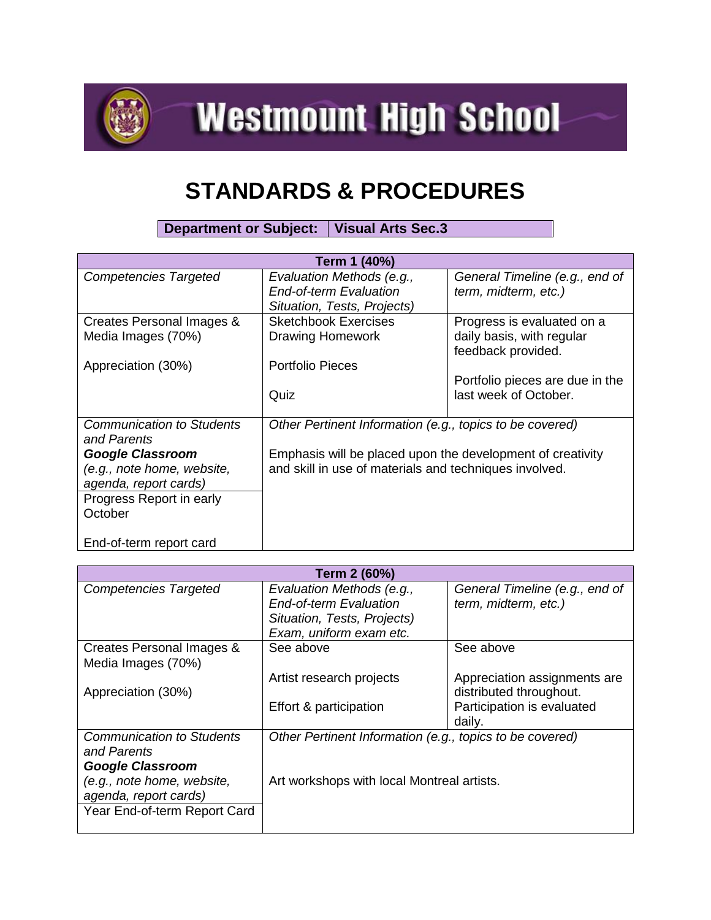# Westmount High School

# STANDARDS & PROCEDURES

| **Department or Subject:** | **Visual Arts Sec.3** |
|---|---|

| **Term 1 (40%)** | | |
|---|---|---|
| *Competencies Targeted* | *Evaluation Methods (e.g., End-of-term Evaluation Situation, Tests, Projects)* | *General Timeline (e.g., end of term, midterm, etc.)* |
| Creates Personal Images & Media Images (70%)<br><br>Appreciation (30%) | Sketchbook Exercises<br>Drawing Homework<br><br>Portfolio Pieces<br><br>Quiz | Progress is evaluated on a daily basis, with regular feedback provided.<br><br>Portfolio pieces are due in the last week of October. |
| *Communication to Students and Parents*<br>***Google Classroom***<br>*(e.g., note home, website, agenda, report cards)* | *Other Pertinent Information (e.g., topics to be covered)*<br><br>Emphasis will be placed upon the development of creativity and skill in use of materials and techniques involved. | |
| Progress Report in early October<br><br>End-of-term report card | | |

| **Term 2 (60%)** | | |
|---|---|---|
| *Competencies Targeted* | *Evaluation Methods (e.g., End-of-term Evaluation Situation, Tests, Projects) Exam, uniform exam etc.* | *General Timeline (e.g., end of term, midterm, etc.)* |
| Creates Personal Images & Media Images (70%)<br><br>Appreciation (30%) | See above<br><br>Artist research projects<br><br>Effort & participation | See above<br><br>Appreciation assignments are distributed throughout.<br>Participation is evaluated daily. |
| *Communication to Students and Parents*<br>***Google Classroom***<br>*(e.g., note home, website, agenda, report cards)* | *Other Pertinent Information (e.g., topics to be covered)*<br><br>Art workshops with local Montreal artists. | |
| Year End-of-term Report Card | | |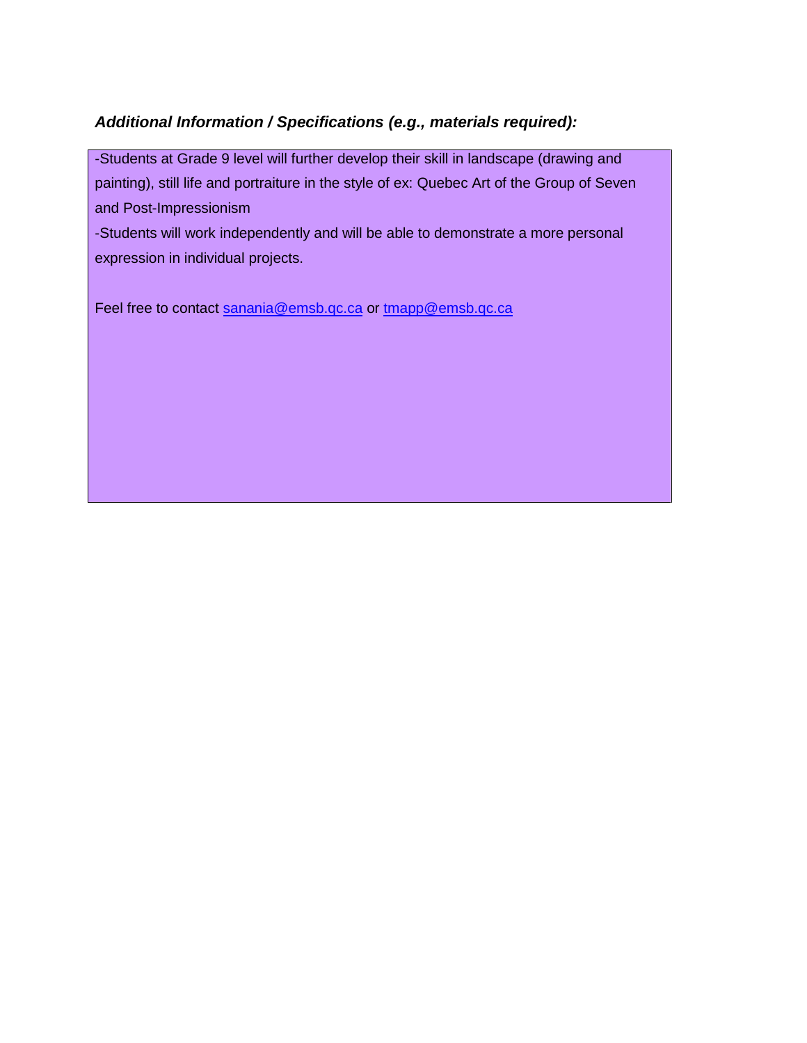***Additional Information / Specifications (e.g., materials required):***

-Students at Grade 9 level will further develop their skill in landscape (drawing and painting), still life and portraiture in the style of ex: Quebec Art of the Group of Seven and Post-Impressionism

-Students will work independently and will be able to demonstrate a more personal expression in individual projects.

Feel free to contact sanania@emsb.qc.ca or tmapp@emsb.qc.ca